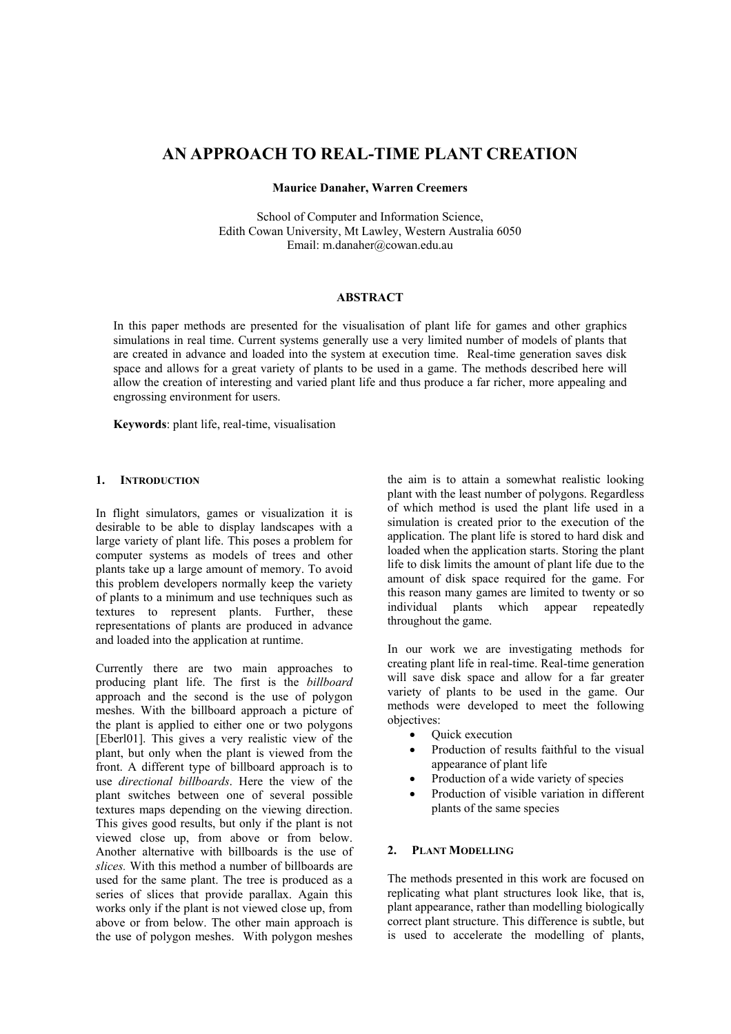# AN APPROACH TO REAL-TIME PLANT CREATION

**Maurice Danaher, Warren Creemers**

School of Computer and Information Science,
Edith Cowan University, Mt Lawley, Western Australia 6050
Email: m.danaher@cowan.edu.au

## ABSTRACT

In this paper methods are presented for the visualisation of plant life for games and other graphics simulations in real time. Current systems generally use a very limited number of models of plants that are created in advance and loaded into the system at execution time. Real-time generation saves disk space and allows for a great variety of plants to be used in a game. The methods described here will allow the creation of interesting and varied plant life and thus produce a far richer, more appealing and engrossing environment for users.

**Keywords**: plant life, real-time, visualisation

## 1. INTRODUCTION

In flight simulators, games or visualization it is desirable to be able to display landscapes with a large variety of plant life. This poses a problem for computer systems as models of trees and other plants take up a large amount of memory. To avoid this problem developers normally keep the variety of plants to a minimum and use techniques such as textures to represent plants. Further, these representations of plants are produced in advance and loaded into the application at runtime.

Currently there are two main approaches to producing plant life. The first is the *billboard* approach and the second is the use of polygon meshes. With the billboard approach a picture of the plant is applied to either one or two polygons [Eberl01]. This gives a very realistic view of the plant, but only when the plant is viewed from the front. A different type of billboard approach is to use *directional billboards*. Here the view of the plant switches between one of several possible textures maps depending on the viewing direction. This gives good results, but only if the plant is not viewed close up, from above or from below. Another alternative with billboards is the use of *slices.* With this method a number of billboards are used for the same plant. The tree is produced as a series of slices that provide parallax. Again this works only if the plant is not viewed close up, from above or from below. The other main approach is the use of polygon meshes. With polygon meshes the aim is to attain a somewhat realistic looking plant with the least number of polygons. Regardless of which method is used the plant life used in a simulation is created prior to the execution of the application. The plant life is stored to hard disk and loaded when the application starts. Storing the plant life to disk limits the amount of plant life due to the amount of disk space required for the game. For this reason many games are limited to twenty or so individual plants which appear repeatedly throughout the game.

In our work we are investigating methods for creating plant life in real-time. Real-time generation will save disk space and allow for a far greater variety of plants to be used in the game. Our methods were developed to meet the following objectives:

- Quick execution
- Production of results faithful to the visual appearance of plant life
- Production of a wide variety of species
- Production of visible variation in different plants of the same species

## 2. PLANT MODELLING

The methods presented in this work are focused on replicating what plant structures look like, that is, plant appearance, rather than modelling biologically correct plant structure. This difference is subtle, but is used to accelerate the modelling of plants,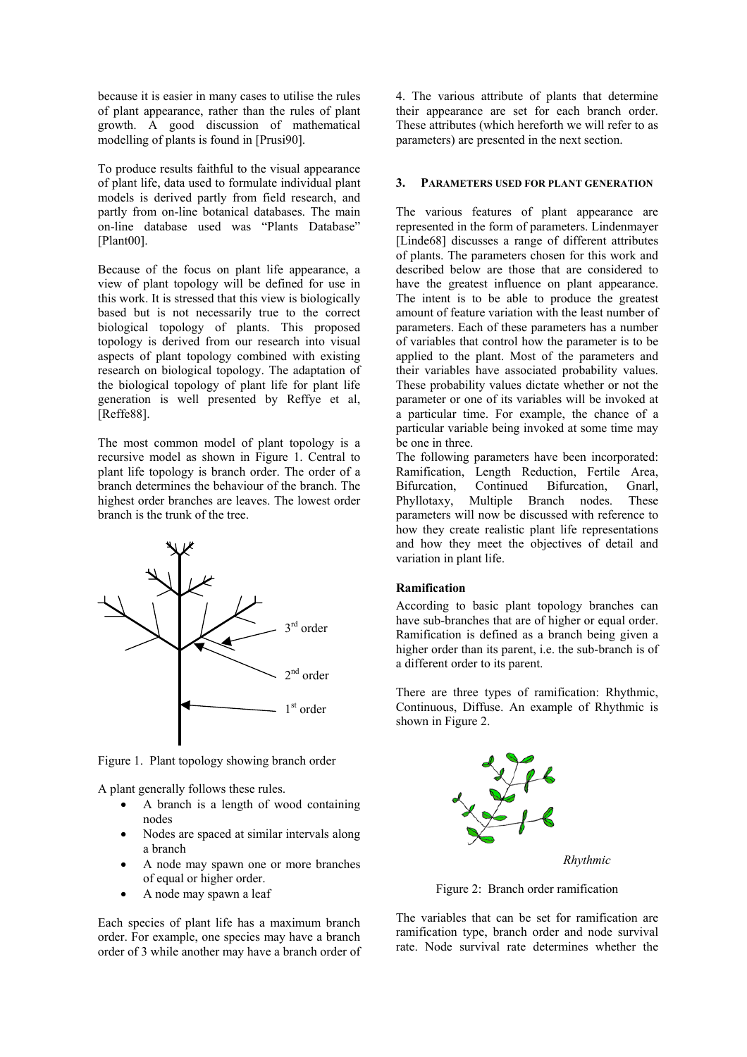because it is easier in many cases to utilise the rules of plant appearance, rather than the rules of plant growth. A good discussion of mathematical modelling of plants is found in [Prusi90].

To produce results faithful to the visual appearance of plant life, data used to formulate individual plant models is derived partly from field research, and partly from on-line botanical databases. The main on-line database used was "Plants Database" [Plant00].

Because of the focus on plant life appearance, a view of plant topology will be defined for use in this work. It is stressed that this view is biologically based but is not necessarily true to the correct biological topology of plants. This proposed topology is derived from our research into visual aspects of plant topology combined with existing research on biological topology. The adaptation of the biological topology of plant life for plant life generation is well presented by Reffye et al, [Reffe88].

The most common model of plant topology is a recursive model as shown in Figure 1. Central to plant life topology is branch order. The order of a branch determines the behaviour of the branch. The highest order branches are leaves. The lowest order branch is the trunk of the tree.

Figure 1. Plant topology showing branch order

A plant generally follows these rules.

- A branch is a length of wood containing nodes
- Nodes are spaced at similar intervals along a branch
- A node may spawn one or more branches of equal or higher order.
- A node may spawn a leaf

Each species of plant life has a maximum branch order. For example, one species may have a branch order of 3 while another may have a branch order of 4. The various attribute of plants that determine their appearance are set for each branch order. These attributes (which hereforth we will refer to as parameters) are presented in the next section.

## 3. Parameters used for plant generation

The various features of plant appearance are represented in the form of parameters. Lindenmayer [Linde68] discusses a range of different attributes of plants. The parameters chosen for this work and described below are those that are considered to have the greatest influence on plant appearance. The intent is to be able to produce the greatest amount of feature variation with the least number of parameters. Each of these parameters has a number of variables that control how the parameter is to be applied to the plant. Most of the parameters and their variables have associated probability values. These probability values dictate whether or not the parameter or one of its variables will be invoked at a particular time. For example, the chance of a particular variable being invoked at some time may be one in three.

The following parameters have been incorporated: Ramification, Length Reduction, Fertile Area, Bifurcation, Continued Bifurcation, Gnarl, Phyllotaxy, Multiple Branch nodes. These parameters will now be discussed with reference to how they create realistic plant life representations and how they meet the objectives of detail and variation in plant life.

### Ramification

According to basic plant topology branches can have sub-branches that are of higher or equal order. Ramification is defined as a branch being given a higher order than its parent, i.e. the sub-branch is of a different order to its parent.

There are three types of ramification: Rhythmic, Continuous, Diffuse. An example of Rhythmic is shown in Figure 2.

*Rhythmic*

Figure 2: Branch order ramification

The variables that can be set for ramification are ramification type, branch order and node survival rate. Node survival rate determines whether the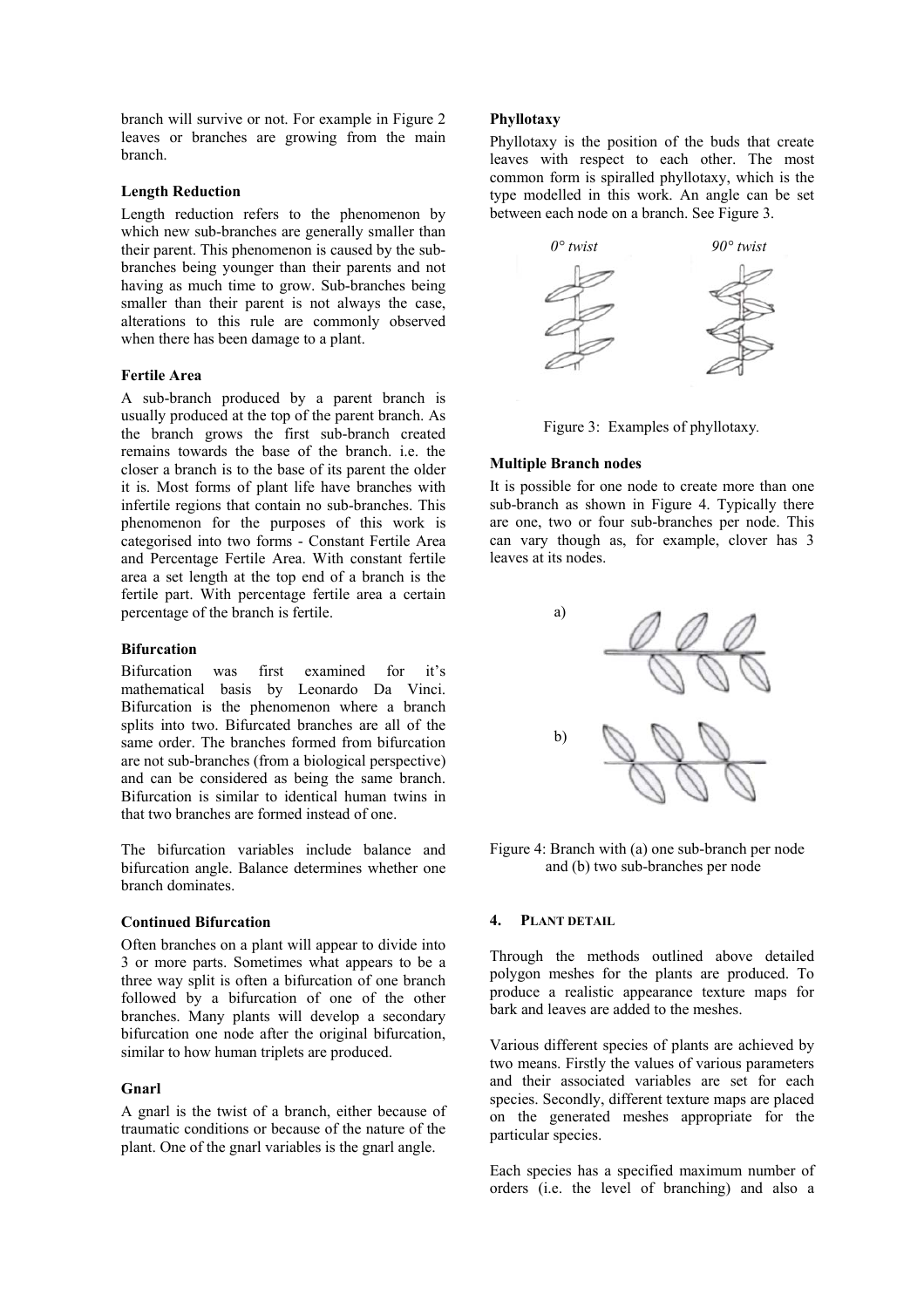branch will survive or not. For example in Figure 2 leaves or branches are growing from the main branch.

**Length Reduction**

Length reduction refers to the phenomenon by which new sub-branches are generally smaller than their parent. This phenomenon is caused by the sub-branches being younger than their parents and not having as much time to grow. Sub-branches being smaller than their parent is not always the case, alterations to this rule are commonly observed when there has been damage to a plant.

**Fertile Area**

A sub-branch produced by a parent branch is usually produced at the top of the parent branch. As the branch grows the first sub-branch created remains towards the base of the branch. i.e. the closer a branch is to the base of its parent the older it is. Most forms of plant life have branches with infertile regions that contain no sub-branches. This phenomenon for the purposes of this work is categorised into two forms - Constant Fertile Area and Percentage Fertile Area. With constant fertile area a set length at the top end of a branch is the fertile part. With percentage fertile area a certain percentage of the branch is fertile.

**Bifurcation**

Bifurcation was first examined for it's mathematical basis by Leonardo Da Vinci. Bifurcation is the phenomenon where a branch splits into two. Bifurcated branches are all of the same order. The branches formed from bifurcation are not sub-branches (from a biological perspective) and can be considered as being the same branch. Bifurcation is similar to identical human twins in that two branches are formed instead of one.

The bifurcation variables include balance and bifurcation angle. Balance determines whether one branch dominates.

**Continued Bifurcation**

Often branches on a plant will appear to divide into 3 or more parts. Sometimes what appears to be a three way split is often a bifurcation of one branch followed by a bifurcation of one of the other branches. Many plants will develop a secondary bifurcation one node after the original bifurcation, similar to how human triplets are produced.

**Gnarl**

A gnarl is the twist of a branch, either because of traumatic conditions or because of the nature of the plant. One of the gnarl variables is the gnarl angle.

**Phyllotaxy**

Phyllotaxy is the position of the buds that create leaves with respect to each other. The most common form is spiralled phyllotaxy, which is the type modelled in this work. An angle can be set between each node on a branch. See Figure 3.

*0° twist* *90° twist*

Figure 3: Examples of phyllotaxy.

**Multiple Branch nodes**

It is possible for one node to create more than one sub-branch as shown in Figure 4. Typically there are one, two or four sub-branches per node. This can vary though as, for example, clover has 3 leaves at its nodes.

a)

b)

Figure 4: Branch with (a) one sub-branch per node and (b) two sub-branches per node

## 4. Plant Detail

Through the methods outlined above detailed polygon meshes for the plants are produced. To produce a realistic appearance texture maps for bark and leaves are added to the meshes.

Various different species of plants are achieved by two means. Firstly the values of various parameters and their associated variables are set for each species. Secondly, different texture maps are placed on the generated meshes appropriate for the particular species.

Each species has a specified maximum number of orders (i.e. the level of branching) and also a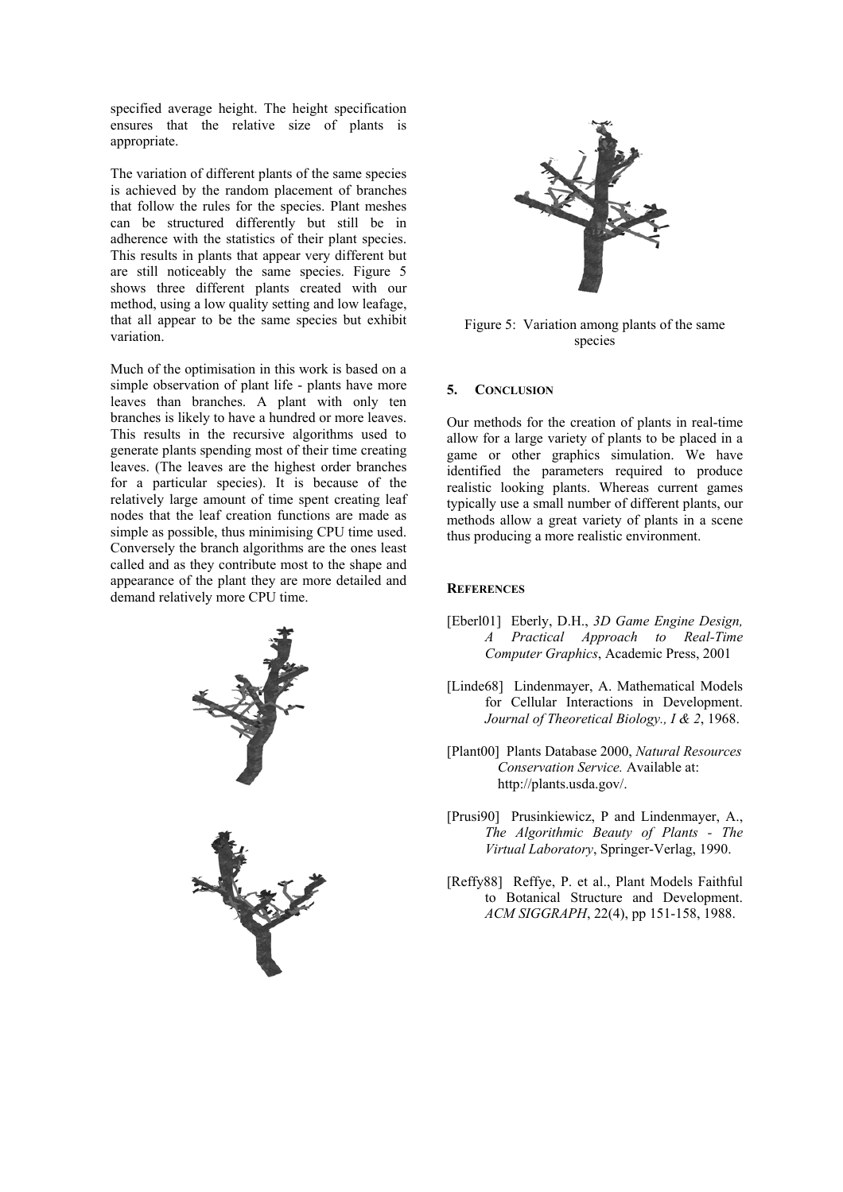specified average height. The height specification ensures that the relative size of plants is appropriate.

The variation of different plants of the same species is achieved by the random placement of branches that follow the rules for the species. Plant meshes can be structured differently but still be in adherence with the statistics of their plant species. This results in plants that appear very different but are still noticeably the same species. Figure 5 shows three different plants created with our method, using a low quality setting and low leafage, that all appear to be the same species but exhibit variation.

Much of the optimisation in this work is based on a simple observation of plant life - plants have more leaves than branches. A plant with only ten branches is likely to have a hundred or more leaves. This results in the recursive algorithms used to generate plants spending most of their time creating leaves. (The leaves are the highest order branches for a particular species). It is because of the relatively large amount of time spent creating leaf nodes that the leaf creation functions are made as simple as possible, thus minimising CPU time used. Conversely the branch algorithms are the ones least called and as they contribute most to the shape and appearance of the plant they are more detailed and demand relatively more CPU time.

Figure 5: Variation among plants of the same species

## 5. Conclusion

Our methods for the creation of plants in real-time allow for a large variety of plants to be placed in a game or other graphics simulation. We have identified the parameters required to produce realistic looking plants. Whereas current games typically use a small number of different plants, our methods allow a great variety of plants in a scene thus producing a more realistic environment.

## References

[Eberl01] Eberly, D.H., *3D Game Engine Design, A Practical Approach to Real-Time Computer Graphics*, Academic Press, 2001

[Linde68] Lindenmayer, A. Mathematical Models for Cellular Interactions in Development. *Journal of Theoretical Biology., I & 2*, 1968.

[Plant00] Plants Database 2000, *Natural Resources Conservation Service.* Available at: http://plants.usda.gov/.

[Prusi90] Prusinkiewicz, P and Lindenmayer, A., *The Algorithmic Beauty of Plants - The Virtual Laboratory*, Springer-Verlag, 1990.

[Reffy88] Reffye, P. et al., Plant Models Faithful to Botanical Structure and Development. *ACM SIGGRAPH*, 22(4), pp 151-158, 1988.